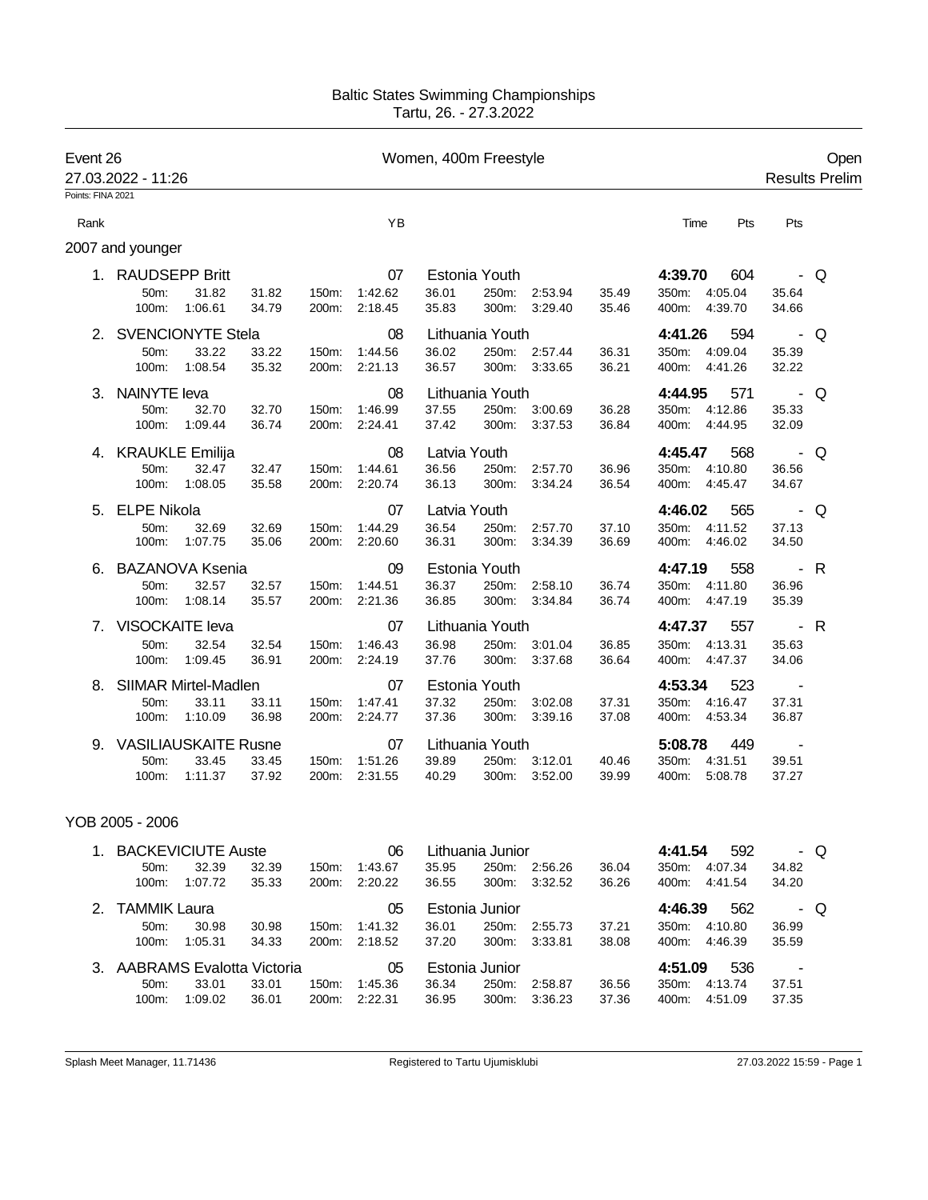Baltic States Swimming Championships
Tartu, 26. - 27.3.2022

# Event 26 — Women, 400m Freestyle — Open

27.03.2022 - 11:26 — Results Prelim

Points: FINA 2021

## 2007 and younger

| Rank | Name | YB | Club | Time | Pts | Pts | |
|---|---|---|---|---|---|---|---|
| 1. | RAUDSEPP Britt | 07 | Estonia Youth | 4:39.70 | 604 | - | Q |
| | 50m: 31.82 31.82 · 100m: 1:06.61 34.79 · 150m: 1:42.62 36.01 · 200m: 2:18.45 35.83 · 250m: 2:53.94 35.49 · 300m: 3:29.40 35.46 · 350m: 4:05.04 35.64 · 400m: 4:39.70 34.66 | | | | | | |
| 2. | SVENCIONYTE Stela | 08 | Lithuania Youth | 4:41.26 | 594 | - | Q |
| | 50m: 33.22 33.22 · 100m: 1:08.54 35.32 · 150m: 1:44.56 36.02 · 200m: 2:21.13 36.57 · 250m: 2:57.44 36.31 · 300m: 3:33.65 36.21 · 350m: 4:09.04 35.39 · 400m: 4:41.26 32.22 | | | | | | |
| 3. | NAINYTE Ieva | 08 | Lithuania Youth | 4:44.95 | 571 | - | Q |
| | 50m: 32.70 32.70 · 100m: 1:09.44 36.74 · 150m: 1:46.99 37.55 · 200m: 2:24.41 37.42 · 250m: 3:00.69 36.28 · 300m: 3:37.53 36.84 · 350m: 4:12.86 35.33 · 400m: 4:44.95 32.09 | | | | | | |
| 4. | KRAUKLE Emilija | 08 | Latvia Youth | 4:45.47 | 568 | - | Q |
| | 50m: 32.47 32.47 · 100m: 1:08.05 35.58 · 150m: 1:44.61 36.56 · 200m: 2:20.74 36.13 · 250m: 2:57.70 36.96 · 300m: 3:34.24 36.54 · 350m: 4:10.80 36.56 · 400m: 4:45.47 34.67 | | | | | | |
| 5. | ELPE Nikola | 07 | Latvia Youth | 4:46.02 | 565 | - | Q |
| | 50m: 32.69 32.69 · 100m: 1:07.75 35.06 · 150m: 1:44.29 36.54 · 200m: 2:20.60 36.31 · 250m: 2:57.70 37.10 · 300m: 3:34.39 36.69 · 350m: 4:11.52 37.13 · 400m: 4:46.02 34.50 | | | | | | |
| 6. | BAZANOVA Ksenia | 09 | Estonia Youth | 4:47.19 | 558 | - | R |
| | 50m: 32.57 32.57 · 100m: 1:08.14 35.57 · 150m: 1:44.51 36.37 · 200m: 2:21.36 36.85 · 250m: 2:58.10 36.74 · 300m: 3:34.84 36.74 · 350m: 4:11.80 36.96 · 400m: 4:47.19 35.39 | | | | | | |
| 7. | VISOCKAITE Ieva | 07 | Lithuania Youth | 4:47.37 | 557 | - | R |
| | 50m: 32.54 32.54 · 100m: 1:09.45 36.91 · 150m: 1:46.43 36.98 · 200m: 2:24.19 37.76 · 250m: 3:01.04 36.85 · 300m: 3:37.68 36.64 · 350m: 4:13.31 35.63 · 400m: 4:47.37 34.06 | | | | | | |
| 8. | SIIMAR Mirtel-Madlen | 07 | Estonia Youth | 4:53.34 | 523 | - | |
| | 50m: 33.11 33.11 · 100m: 1:10.09 36.98 · 150m: 1:47.41 37.32 · 200m: 2:24.77 37.36 · 250m: 3:02.08 37.31 · 300m: 3:39.16 37.08 · 350m: 4:16.47 37.31 · 400m: 4:53.34 36.87 | | | | | | |
| 9. | VASILIAUSKAITE Rusne | 07 | Lithuania Youth | 5:08.78 | 449 | - | |
| | 50m: 33.45 33.45 · 100m: 1:11.37 37.92 · 150m: 1:51.26 39.89 · 200m: 2:31.55 40.29 · 250m: 3:12.01 40.46 · 300m: 3:52.00 39.99 · 350m: 4:31.51 39.51 · 400m: 5:08.78 37.27 | | | | | | |

## YOB 2005 - 2006

| Rank | Name | YB | Club | Time | Pts | Pts | |
|---|---|---|---|---|---|---|---|
| 1. | BACKEVICIUTE Auste | 06 | Lithuania Junior | 4:41.54 | 592 | - | Q |
| | 50m: 32.39 32.39 · 100m: 1:07.72 35.33 · 150m: 1:43.67 35.95 · 200m: 2:20.22 36.55 · 250m: 2:56.26 36.04 · 300m: 3:32.52 36.26 · 350m: 4:07.34 34.82 · 400m: 4:41.54 34.20 | | | | | | |
| 2. | TAMMIK Laura | 05 | Estonia Junior | 4:46.39 | 562 | - | Q |
| | 50m: 30.98 30.98 · 100m: 1:05.31 34.33 · 150m: 1:41.32 36.01 · 200m: 2:18.52 37.20 · 250m: 2:55.73 37.21 · 300m: 3:33.81 38.08 · 350m: 4:10.80 36.99 · 400m: 4:46.39 35.59 | | | | | | |
| 3. | AABRAMS Evalotta Victoria | 05 | Estonia Junior | 4:51.09 | 536 | - | |
| | 50m: 33.01 33.01 · 100m: 1:09.02 36.01 · 150m: 1:45.36 36.34 · 200m: 2:22.31 36.95 · 250m: 2:58.87 36.56 · 300m: 3:36.23 37.36 · 350m: 4:13.74 37.51 · 400m: 4:51.09 37.35 | | | | | | |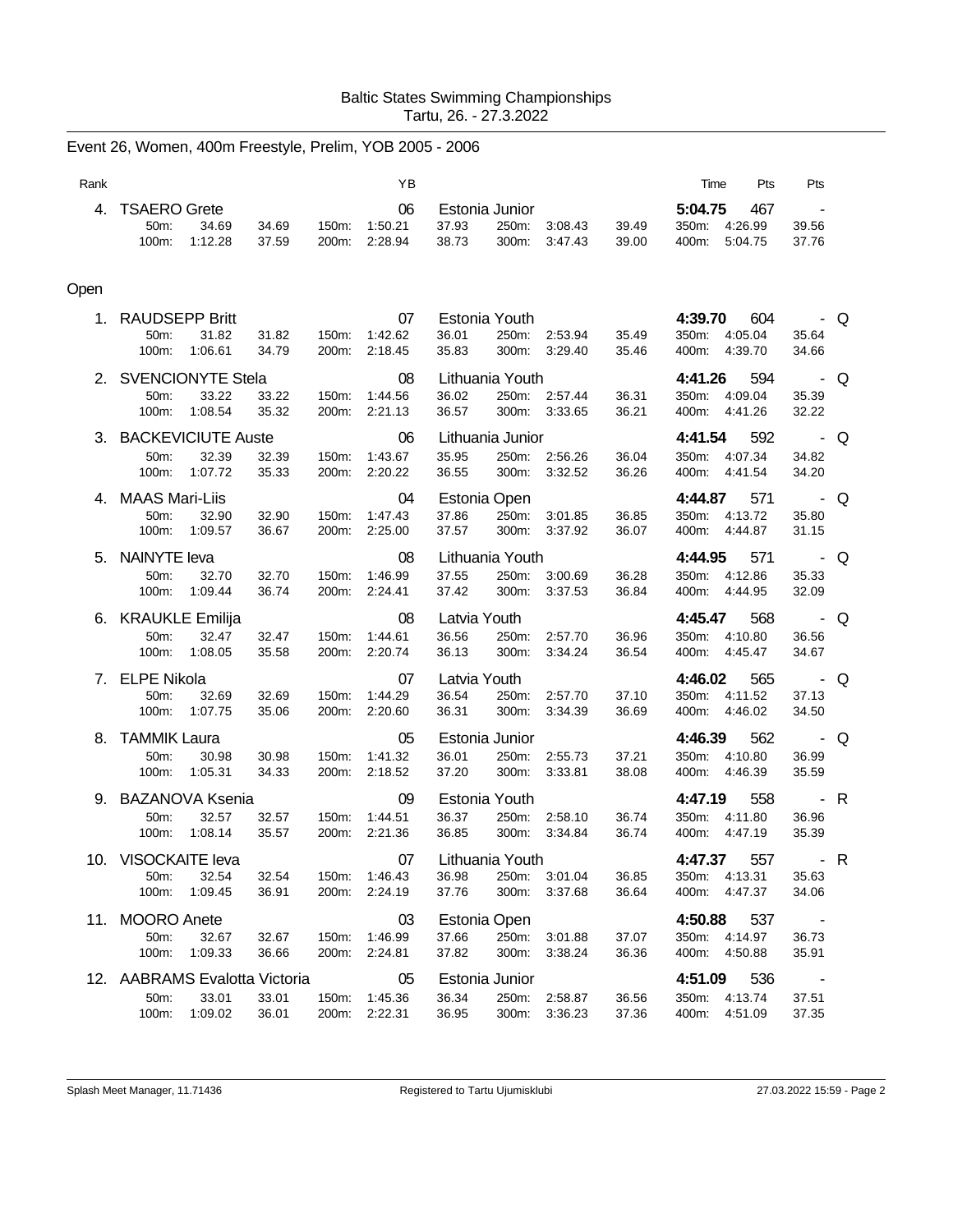Baltic States Swimming Championships
Tartu, 26. - 27.3.2022

## Event 26, Women, 400m Freestyle, Prelim, YOB 2005 - 2006

| Rank | Name | YB | Club | Time | Pts | Pts |
|---|---|---|---|---|---|---|
| 4. | TSAERO Grete | 06 | Estonia Junior | **5:04.75** | 467 | - |

| | | | | | | | | | | | |
|---|---|---|---|---|---|---|---|---|---|---|---|
| 50m: | 34.69 | 34.69 | 150m: | 1:50.21 | 37.93 | 250m: | 3:08.43 | 39.49 | 350m: | 4:26.99 | 39.56 |
| 100m: | 1:12.28 | 37.59 | 200m: | 2:28.94 | 38.73 | 300m: | 3:47.43 | 39.00 | 400m: | 5:04.75 | 37.76 |

### Open

| Rank | Name | YB | Club | Time | Pts | Pts | |
|---|---|---|---|---|---|---|---|
| 1. | RAUDSEPP Britt | 07 | Estonia Youth | **4:39.70** | 604 | - | Q |
| | 50m: 31.82 / 31.82; 150m: 1:42.62 / 36.01; 250m: 2:53.94 / 35.49; 350m: 4:05.04 / 35.64 | | | | | | |
| | 100m: 1:06.61 / 34.79; 200m: 2:18.45 / 35.83; 300m: 3:29.40 / 35.46; 400m: 4:39.70 / 34.66 | | | | | | |
| 2. | SVENCIONYTE Stela | 08 | Lithuania Youth | **4:41.26** | 594 | - | Q |
| | 50m: 33.22 / 33.22; 150m: 1:44.56 / 36.02; 250m: 2:57.44 / 36.31; 350m: 4:09.04 / 35.39 | | | | | | |
| | 100m: 1:08.54 / 35.32; 200m: 2:21.13 / 36.57; 300m: 3:33.65 / 36.21; 400m: 4:41.26 / 32.22 | | | | | | |
| 3. | BACKEVICIUTE Auste | 06 | Lithuania Junior | **4:41.54** | 592 | - | Q |
| | 50m: 32.39 / 32.39; 150m: 1:43.67 / 35.95; 250m: 2:56.26 / 36.04; 350m: 4:07.34 / 34.82 | | | | | | |
| | 100m: 1:07.72 / 35.33; 200m: 2:20.22 / 36.55; 300m: 3:32.52 / 36.26; 400m: 4:41.54 / 34.20 | | | | | | |
| 4. | MAAS Mari-Liis | 04 | Estonia Open | **4:44.87** | 571 | - | Q |
| | 50m: 32.90 / 32.90; 150m: 1:47.43 / 37.86; 250m: 3:01.85 / 36.85; 350m: 4:13.72 / 35.80 | | | | | | |
| | 100m: 1:09.57 / 36.67; 200m: 2:25.00 / 37.57; 300m: 3:37.92 / 36.07; 400m: 4:44.87 / 31.15 | | | | | | |
| 5. | NAINYTE Ieva | 08 | Lithuania Youth | **4:44.95** | 571 | - | Q |
| | 50m: 32.70 / 32.70; 150m: 1:46.99 / 37.55; 250m: 3:00.69 / 36.28; 350m: 4:12.86 / 35.33 | | | | | | |
| | 100m: 1:09.44 / 36.74; 200m: 2:24.41 / 37.42; 300m: 3:37.53 / 36.84; 400m: 4:44.95 / 32.09 | | | | | | |
| 6. | KRAUKLE Emilija | 08 | Latvia Youth | **4:45.47** | 568 | - | Q |
| | 50m: 32.47 / 32.47; 150m: 1:44.61 / 36.56; 250m: 2:57.70 / 36.96; 350m: 4:10.80 / 36.56 | | | | | | |
| | 100m: 1:08.05 / 35.58; 200m: 2:20.74 / 36.13; 300m: 3:34.24 / 36.54; 400m: 4:45.47 / 34.67 | | | | | | |
| 7. | ELPE Nikola | 07 | Latvia Youth | **4:46.02** | 565 | - | Q |
| | 50m: 32.69 / 32.69; 150m: 1:44.29 / 36.54; 250m: 2:57.70 / 37.10; 350m: 4:11.52 / 37.13 | | | | | | |
| | 100m: 1:07.75 / 35.06; 200m: 2:20.60 / 36.31; 300m: 3:34.39 / 36.69; 400m: 4:46.02 / 34.50 | | | | | | |
| 8. | TAMMIK Laura | 05 | Estonia Junior | **4:46.39** | 562 | - | Q |
| | 50m: 30.98 / 30.98; 150m: 1:41.32 / 36.01; 250m: 2:55.73 / 37.21; 350m: 4:10.80 / 36.99 | | | | | | |
| | 100m: 1:05.31 / 34.33; 200m: 2:18.52 / 37.20; 300m: 3:33.81 / 38.08; 400m: 4:46.39 / 35.59 | | | | | | |
| 9. | BAZANOVA Ksenia | 09 | Estonia Youth | **4:47.19** | 558 | - | R |
| | 50m: 32.57 / 32.57; 150m: 1:44.51 / 36.37; 250m: 2:58.10 / 36.74; 350m: 4:11.80 / 36.96 | | | | | | |
| | 100m: 1:08.14 / 35.57; 200m: 2:21.36 / 36.85; 300m: 3:34.84 / 36.74; 400m: 4:47.19 / 35.39 | | | | | | |
| 10. | VISOCKAITE Ieva | 07 | Lithuania Youth | **4:47.37** | 557 | - | R |
| | 50m: 32.54 / 32.54; 150m: 1:46.43 / 36.98; 250m: 3:01.04 / 36.85; 350m: 4:13.31 / 35.63 | | | | | | |
| | 100m: 1:09.45 / 36.91; 200m: 2:24.19 / 37.76; 300m: 3:37.68 / 36.64; 400m: 4:47.37 / 34.06 | | | | | | |
| 11. | MOORO Anete | 03 | Estonia Open | **4:50.88** | 537 | - | |
| | 50m: 32.67 / 32.67; 150m: 1:46.99 / 37.66; 250m: 3:01.88 / 37.07; 350m: 4:14.97 / 36.73 | | | | | | |
| | 100m: 1:09.33 / 36.66; 200m: 2:24.81 / 37.82; 300m: 3:38.24 / 36.36; 400m: 4:50.88 / 35.91 | | | | | | |
| 12. | AABRAMS Evalotta Victoria | 05 | Estonia Junior | **4:51.09** | 536 | - | |
| | 50m: 33.01 / 33.01; 150m: 1:45.36 / 36.34; 250m: 2:58.87 / 36.56; 350m: 4:13.74 / 37.51 | | | | | | |
| | 100m: 1:09.02 / 36.01; 200m: 2:22.31 / 36.95; 300m: 3:36.23 / 37.36; 400m: 4:51.09 / 37.35 | | | | | | |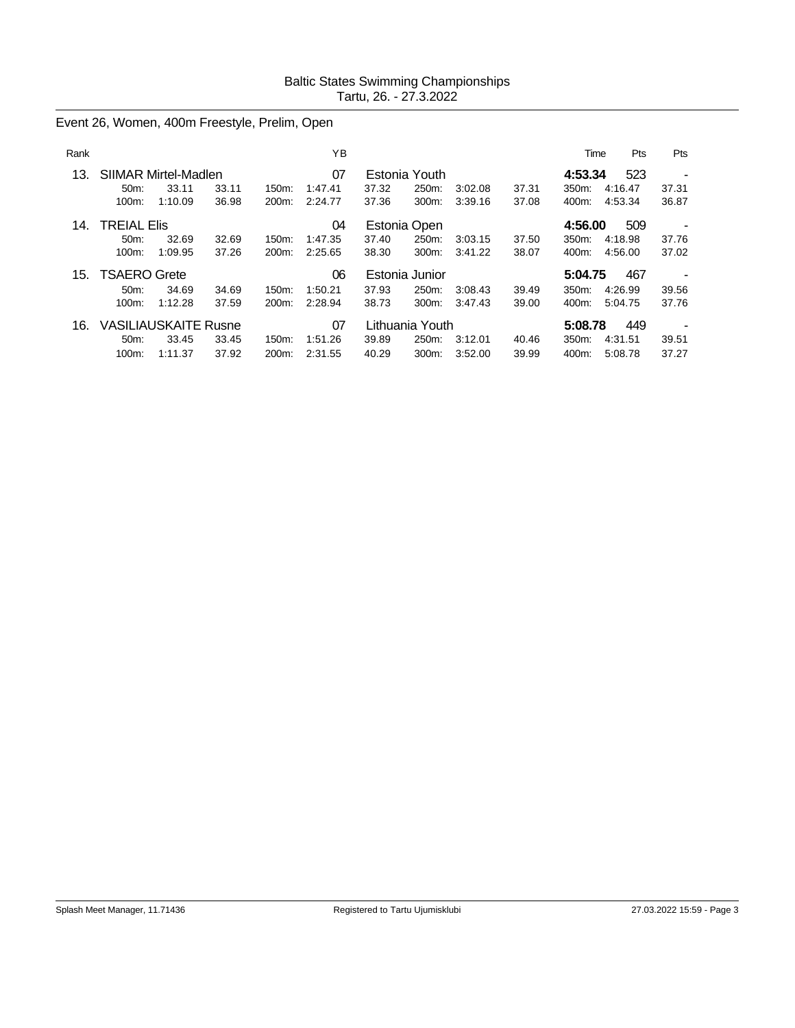Baltic States Swimming Championships
Tartu, 26. - 27.3.2022

## Event 26, Women, 400m Freestyle, Prelim, Open

| Rank | | | | | YB | | | | | | Time | Pts | Pts |
|---|---|---|---|---|---|---|---|---|---|---|---|---|---|
| 13. | SIIMAR Mirtel-Madlen | | | | 07 | Estonia Youth | | | | | **4:53.34** | 523 | - |
| | 50m: | 33.11 | 33.11 | 150m: | 1:47.41 | 37.32 | 250m: | 3:02.08 | 37.31 | 350m: | 4:16.47 | | 37.31 |
| | 100m: | 1:10.09 | 36.98 | 200m: | 2:24.77 | 37.36 | 300m: | 3:39.16 | 37.08 | 400m: | 4:53.34 | | 36.87 |
| 14. | TREIAL Elis | | | | 04 | Estonia Open | | | | | **4:56.00** | 509 | - |
| | 50m: | 32.69 | 32.69 | 150m: | 1:47.35 | 37.40 | 250m: | 3:03.15 | 37.50 | 350m: | 4:18.98 | | 37.76 |
| | 100m: | 1:09.95 | 37.26 | 200m: | 2:25.65 | 38.30 | 300m: | 3:41.22 | 38.07 | 400m: | 4:56.00 | | 37.02 |
| 15. | TSAERO Grete | | | | 06 | Estonia Junior | | | | | **5:04.75** | 467 | - |
| | 50m: | 34.69 | 34.69 | 150m: | 1:50.21 | 37.93 | 250m: | 3:08.43 | 39.49 | 350m: | 4:26.99 | | 39.56 |
| | 100m: | 1:12.28 | 37.59 | 200m: | 2:28.94 | 38.73 | 300m: | 3:47.43 | 39.00 | 400m: | 5:04.75 | | 37.76 |
| 16. | VASILIAUSKAITE Rusne | | | | 07 | Lithuania Youth | | | | | **5:08.78** | 449 | - |
| | 50m: | 33.45 | 33.45 | 150m: | 1:51.26 | 39.89 | 250m: | 3:12.01 | 40.46 | 350m: | 4:31.51 | | 39.51 |
| | 100m: | 1:11.37 | 37.92 | 200m: | 2:31.55 | 40.29 | 300m: | 3:52.00 | 39.99 | 400m: | 5:08.78 | | 37.27 |

Splash Meet Manager, 11.71436 Registered to Tartu Ujumisklubi 27.03.2022 15:59